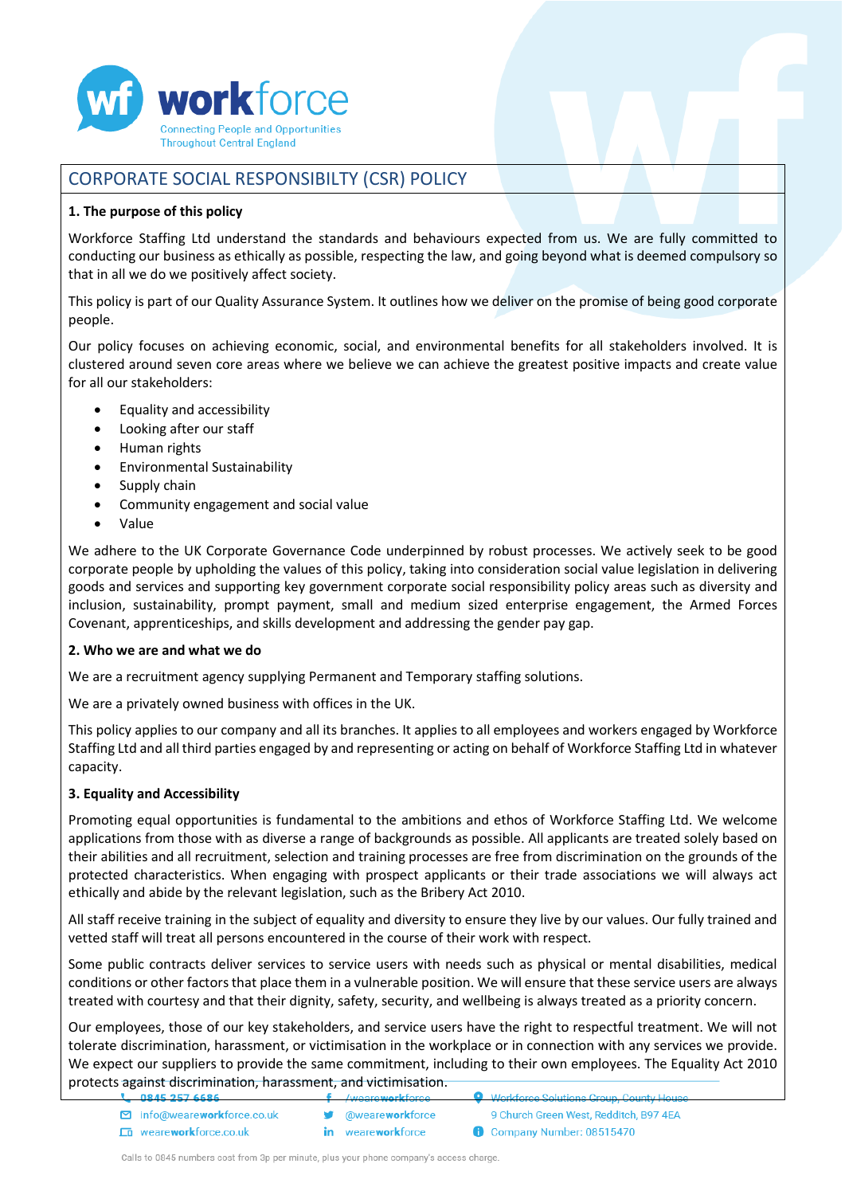# CORPORATE SOCIAL RESPONSIBILTY (CSR) POLICY

**1. The purpose of this policy**

Workforce Staffing Ltd understand the standards and behaviours expected from us. We are fully committed to conducting our business as ethically as possible, respecting the law, and going beyond what is deemed compulsory so that in all we do we positively affect society.

This policy is part of our Quality Assurance System. It outlines how we deliver on the promise of being good corporate people.

Our policy focuses on achieving economic, social, and environmental benefits for all stakeholders involved. It is clustered around seven core areas where we believe we can achieve the greatest positive impacts and create value for all our stakeholders:

- Equality and accessibility
- Looking after our staff
- Human rights
- Environmental Sustainability
- Supply chain
- Community engagement and social value
- Value

We adhere to the UK Corporate Governance Code underpinned by robust processes. We actively seek to be good corporate people by upholding the values of this policy, taking into consideration social value legislation in delivering goods and services and supporting key government corporate social responsibility policy areas such as diversity and inclusion, sustainability, prompt payment, small and medium sized enterprise engagement, the Armed Forces Covenant, apprenticeships, and skills development and addressing the gender pay gap.

**2. Who we are and what we do**

We are a recruitment agency supplying Permanent and Temporary staffing solutions.

We are a privately owned business with offices in the UK.

This policy applies to our company and all its branches. It applies to all employees and workers engaged by Workforce Staffing Ltd and all third parties engaged by and representing or acting on behalf of Workforce Staffing Ltd in whatever capacity.

**3. Equality and Accessibility**

Promoting equal opportunities is fundamental to the ambitions and ethos of Workforce Staffing Ltd. We welcome applications from those with as diverse a range of backgrounds as possible. All applicants are treated solely based on their abilities and all recruitment, selection and training processes are free from discrimination on the grounds of the protected characteristics. When engaging with prospect applicants or their trade associations we will always act ethically and abide by the relevant legislation, such as the Bribery Act 2010.

All staff receive training in the subject of equality and diversity to ensure they live by our values. Our fully trained and vetted staff will treat all persons encountered in the course of their work with respect.

Some public contracts deliver services to service users with needs such as physical or mental disabilities, medical conditions or other factors that place them in a vulnerable position. We will ensure that these service users are always treated with courtesy and that their dignity, safety, security, and wellbeing is always treated as a priority concern.

Our employees, those of our key stakeholders, and service users have the right to respectful treatment. We will not tolerate discrimination, harassment, or victimisation in the workplace or in connection with any services we provide. We expect our suppliers to provide the same commitment, including to their own employees. The Equality Act 2010 protects against discrimination, harassment, and victimisation.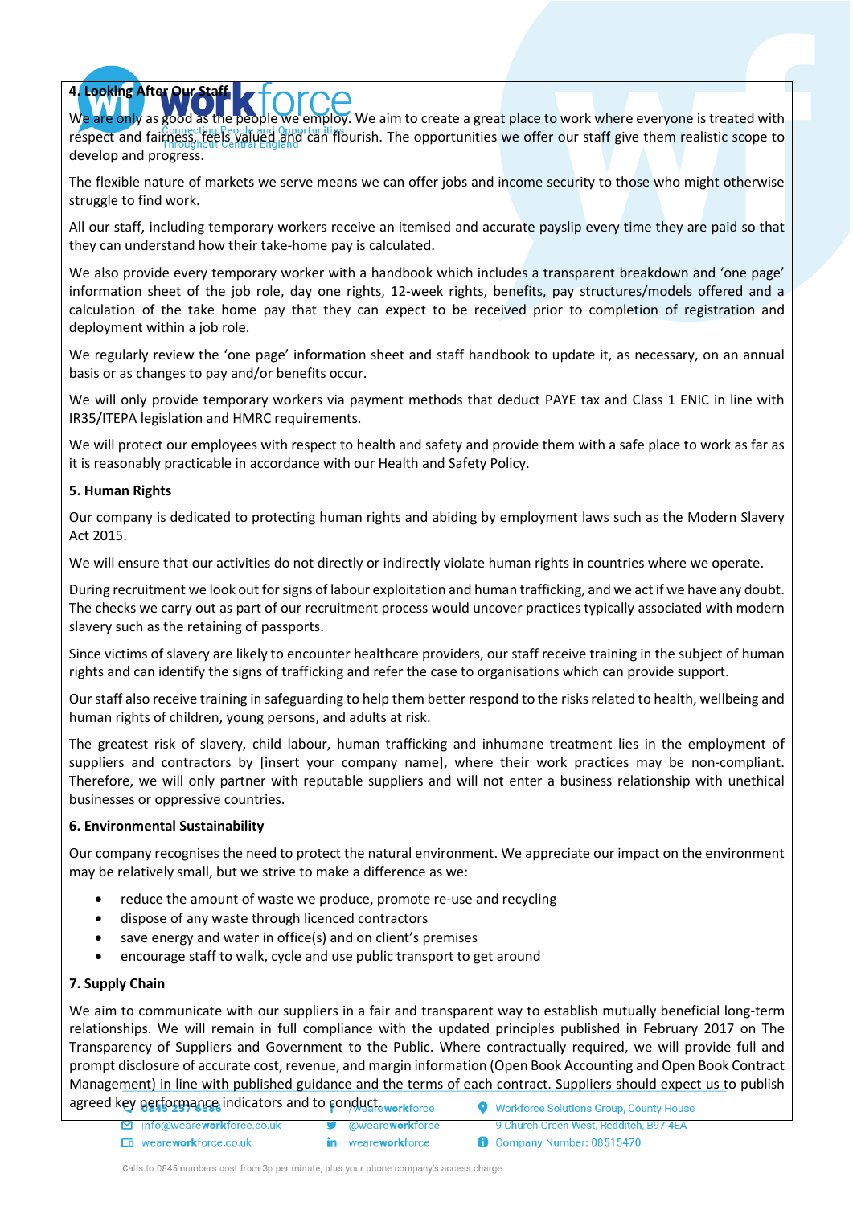## 4. Looking After Our Staff

We are only as good as the people we employ. We aim to create a great place to work where everyone is treated with respect and fairness, feels valued and can flourish. The opportunities we offer our staff give them realistic scope to develop and progress.

The flexible nature of markets we serve means we can offer jobs and income security to those who might otherwise struggle to find work.

All our staff, including temporary workers receive an itemised and accurate payslip every time they are paid so that they can understand how their take-home pay is calculated.

We also provide every temporary worker with a handbook which includes a transparent breakdown and 'one page' information sheet of the job role, day one rights, 12-week rights, benefits, pay structures/models offered and a calculation of the take home pay that they can expect to be received prior to completion of registration and deployment within a job role.

We regularly review the 'one page' information sheet and staff handbook to update it, as necessary, on an annual basis or as changes to pay and/or benefits occur.

We will only provide temporary workers via payment methods that deduct PAYE tax and Class 1 ENIC in line with IR35/ITEPA legislation and HMRC requirements.

We will protect our employees with respect to health and safety and provide them with a safe place to work as far as it is reasonably practicable in accordance with our Health and Safety Policy.

## 5. Human Rights

Our company is dedicated to protecting human rights and abiding by employment laws such as the Modern Slavery Act 2015.

We will ensure that our activities do not directly or indirectly violate human rights in countries where we operate.

During recruitment we look out for signs of labour exploitation and human trafficking, and we act if we have any doubt. The checks we carry out as part of our recruitment process would uncover practices typically associated with modern slavery such as the retaining of passports.

Since victims of slavery are likely to encounter healthcare providers, our staff receive training in the subject of human rights and can identify the signs of trafficking and refer the case to organisations which can provide support.

Our staff also receive training in safeguarding to help them better respond to the risks related to health, wellbeing and human rights of children, young persons, and adults at risk.

The greatest risk of slavery, child labour, human trafficking and inhumane treatment lies in the employment of suppliers and contractors by [insert your company name], where their work practices may be non-compliant. Therefore, we will only partner with reputable suppliers and will not enter a business relationship with unethical businesses or oppressive countries.

## 6. Environmental Sustainability

Our company recognises the need to protect the natural environment. We appreciate our impact on the environment may be relatively small, but we strive to make a difference as we:

- reduce the amount of waste we produce, promote re-use and recycling
- dispose of any waste through licenced contractors
- save energy and water in office(s) and on client's premises
- encourage staff to walk, cycle and use public transport to get around

## 7. Supply Chain

We aim to communicate with our suppliers in a fair and transparent way to establish mutually beneficial long-term relationships. We will remain in full compliance with the updated principles published in February 2017 on The Transparency of Suppliers and Government to the Public. Where contractually required, we will provide full and prompt disclosure of accurate cost, revenue, and margin information (Open Book Accounting and Open Book Contract Management) in line with published guidance and the terms of each contract. Suppliers should expect us to publish agreed key performance indicators and to conduct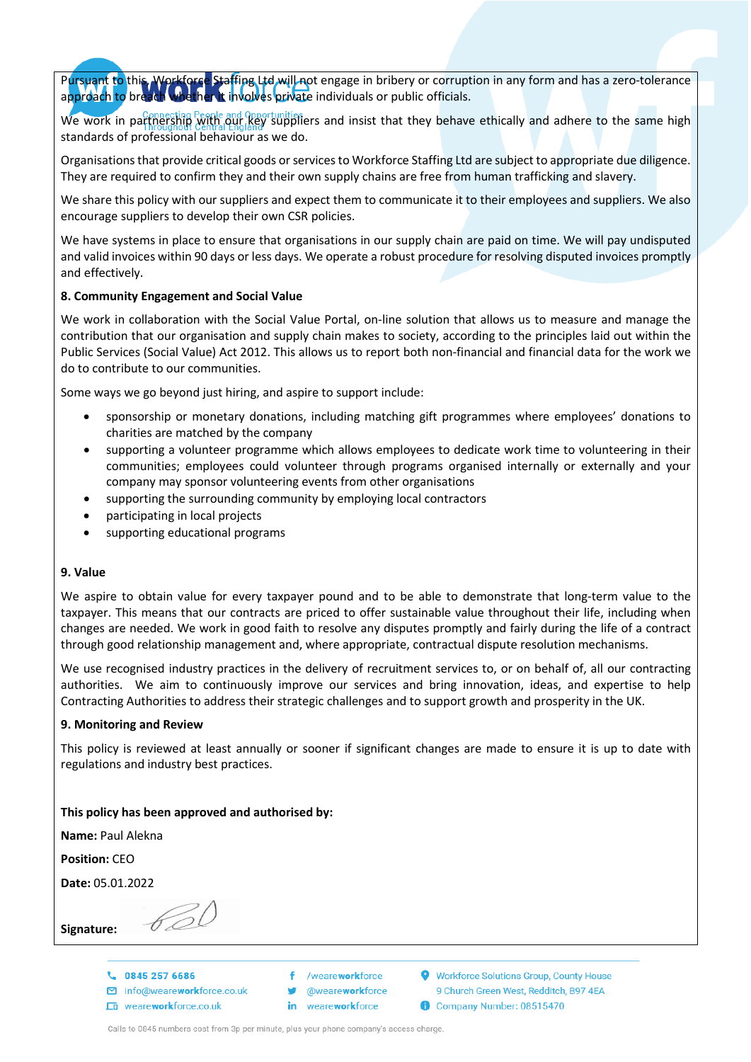Pursuant to this, Workforce Staffing Ltd will not engage in bribery or corruption in any form and has a zero-tolerance approach to breach whether it involves private individuals or public officials.

We work in partnership with our key suppliers and insist that they behave ethically and adhere to the same high standards of professional behaviour as we do.

Organisations that provide critical goods or services to Workforce Staffing Ltd are subject to appropriate due diligence. They are required to confirm they and their own supply chains are free from human trafficking and slavery.

We share this policy with our suppliers and expect them to communicate it to their employees and suppliers. We also encourage suppliers to develop their own CSR policies.

We have systems in place to ensure that organisations in our supply chain are paid on time. We will pay undisputed and valid invoices within 90 days or less days. We operate a robust procedure for resolving disputed invoices promptly and effectively.

**8. Community Engagement and Social Value**

We work in collaboration with the Social Value Portal, on-line solution that allows us to measure and manage the contribution that our organisation and supply chain makes to society, according to the principles laid out within the Public Services (Social Value) Act 2012. This allows us to report both non-financial and financial data for the work we do to contribute to our communities.

Some ways we go beyond just hiring, and aspire to support include:

- sponsorship or monetary donations, including matching gift programmes where employees' donations to charities are matched by the company
- supporting a volunteer programme which allows employees to dedicate work time to volunteering in their communities; employees could volunteer through programs organised internally or externally and your company may sponsor volunteering events from other organisations
- supporting the surrounding community by employing local contractors
- participating in local projects
- supporting educational programs

**9. Value**

We aspire to obtain value for every taxpayer pound and to be able to demonstrate that long-term value to the taxpayer. This means that our contracts are priced to offer sustainable value throughout their life, including when changes are needed. We work in good faith to resolve any disputes promptly and fairly during the life of a contract through good relationship management and, where appropriate, contractual dispute resolution mechanisms.

We use recognised industry practices in the delivery of recruitment services to, or on behalf of, all our contracting authorities. We aim to continuously improve our services and bring innovation, ideas, and expertise to help Contracting Authorities to address their strategic challenges and to support growth and prosperity in the UK.

**9. Monitoring and Review**

This policy is reviewed at least annually or sooner if significant changes are made to ensure it is up to date with regulations and industry best practices.

**This policy has been approved and authorised by:**

**Name:** Paul Alekna

**Position:** CEO

**Date:** 05.01.2022

**Signature:**

0845 257 6686
info@weareworkforce.co.uk
weareworkforce.co.uk
/weareworkforce
@weareworkforce
weareworkforce
Workforce Solutions Group, County House
9 Church Green West, Redditch, B97 4EA
Company Number: 08515470

Calls to 0845 numbers cost from 3p per minute, plus your phone company's access charge.